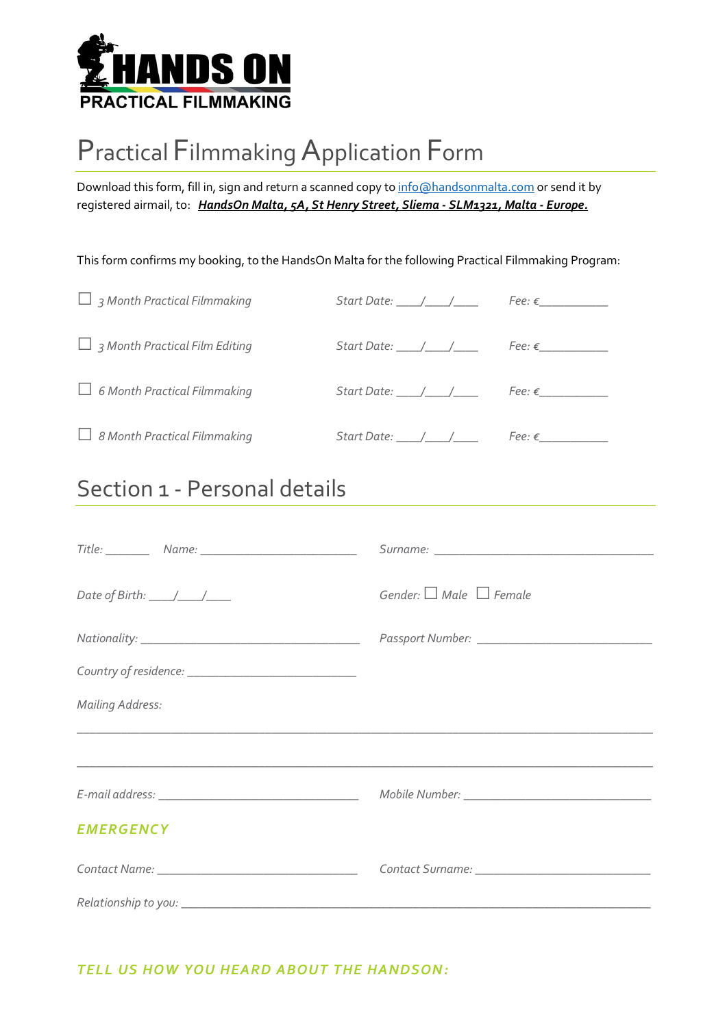HANDS ON
PRACTICAL FILMMAKING

# Practical Filmmaking Application Form

Download this form, fill in, sign and return a scanned copy to info@handsonmalta.com or send it by registered airmail, to: ***HandsOn Malta, 5A, St Henry Street, Sliema - SLM1321, Malta - Europe.***

This form confirms my booking, to the HandsOn Malta for the following Practical Filmmaking Program:

☐ *3 Month Practical Filmmaking* *Start Date: ____/____/____* *Fee: €__________*

☐ *3 Month Practical Film Editing* *Start Date: ____/____/____* *Fee: €__________*

☐ *6 Month Practical Filmmaking* *Start Date: ____/____/____* *Fee: €__________*

☐ *8 Month Practical Filmmaking* *Start Date: ____/____/____* *Fee: €__________*

## Section 1 - Personal details

*Title:* ______ *Name:* ________________________ *Surname:* ________________________________

*Date of Birth:* ____/____/____ *Gender:* ☐ *Male* ☐ *Female*

*Nationality:* ________________________________ *Passport Number:* __________________________

*Country of residence:* ________________________

*Mailing Address:*

________________________________________________________________________________

________________________________________________________________________________

*E-mail address:* ____________________________ *Mobile Number:* ____________________________

***EMERGENCY***

*Contact Name:* ____________________________ *Contact Surname:* ___________________________

*Relationship to you:* _____________________________________________________________________

***TELL US HOW YOU HEARD ABOUT THE HANDSON:***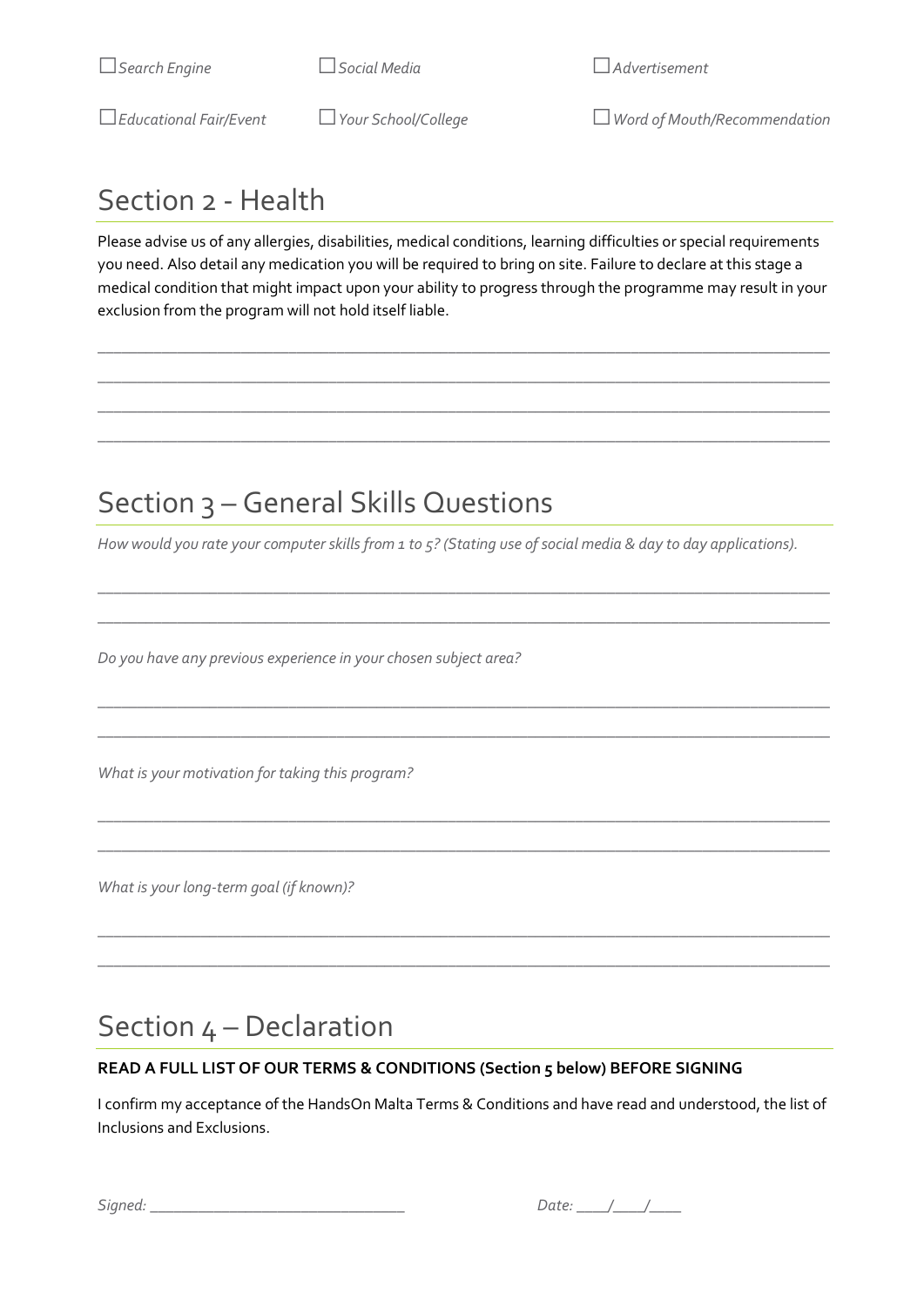☐ *Search Engine* ☐ *Social Media* ☐ *Advertisement*

☐ *Educational Fair/Event* ☐ *Your School/College* ☐ *Word of Mouth/Recommendation*

## Section 2 - Health

Please advise us of any allergies, disabilities, medical conditions, learning difficulties or special requirements you need. Also detail any medication you will be required to bring on site. Failure to declare at this stage a medical condition that might impact upon your ability to progress through the programme may result in your exclusion from the program will not hold itself liable.

______________________________________________________________________________

______________________________________________________________________________

______________________________________________________________________________

______________________________________________________________________________

## Section 3 – General Skills Questions

*How would you rate your computer skills from 1 to 5? (Stating use of social media & day to day applications).*

______________________________________________________________________________

______________________________________________________________________________

*Do you have any previous experience in your chosen subject area?*

______________________________________________________________________________

______________________________________________________________________________

*What is your motivation for taking this program?*

______________________________________________________________________________

______________________________________________________________________________

*What is your long-term goal (if known)?*

______________________________________________________________________________

______________________________________________________________________________

## Section 4 – Declaration

**READ A FULL LIST OF OUR TERMS & CONDITIONS (Section 5 below) BEFORE SIGNING**

I confirm my acceptance of the HandsOn Malta Terms & Conditions and have read and understood, the list of Inclusions and Exclusions.

*Signed:* ______________________________ *Date:* ____/____/____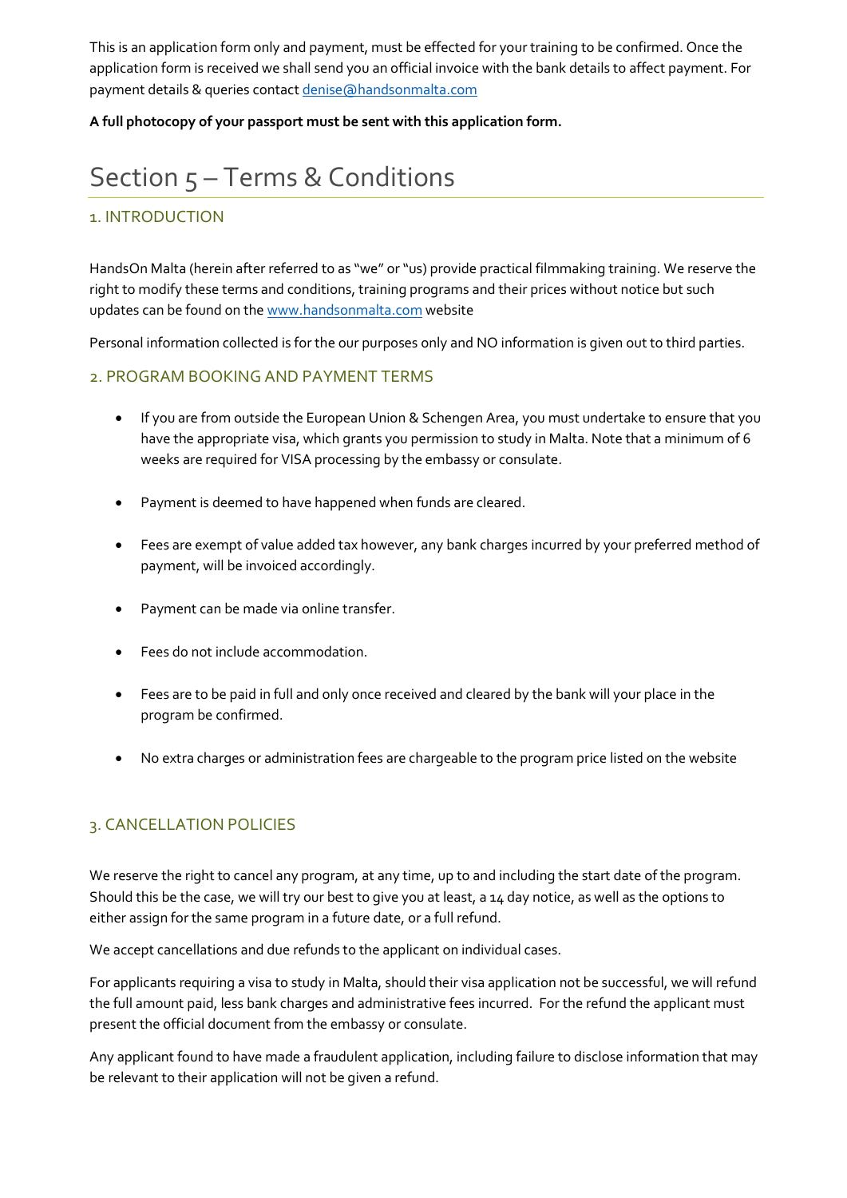This is an application form only and payment, must be effected for your training to be confirmed. Once the application form is received we shall send you an official invoice with the bank details to affect payment. For payment details & queries contact denise@handsonmalta.com

**A full photocopy of your passport must be sent with this application form.**

# Section 5 – Terms & Conditions

## 1. INTRODUCTION

HandsOn Malta (herein after referred to as "we" or "us) provide practical filmmaking training. We reserve the right to modify these terms and conditions, training programs and their prices without notice but such updates can be found on the www.handsonmalta.com website

Personal information collected is for the our purposes only and NO information is given out to third parties.

## 2. PROGRAM BOOKING AND PAYMENT TERMS

- If you are from outside the European Union & Schengen Area, you must undertake to ensure that you have the appropriate visa, which grants you permission to study in Malta. Note that a minimum of 6 weeks are required for VISA processing by the embassy or consulate.
- Payment is deemed to have happened when funds are cleared.
- Fees are exempt of value added tax however, any bank charges incurred by your preferred method of payment, will be invoiced accordingly.
- Payment can be made via online transfer.
- Fees do not include accommodation.
- Fees are to be paid in full and only once received and cleared by the bank will your place in the program be confirmed.
- No extra charges or administration fees are chargeable to the program price listed on the website

## 3. CANCELLATION POLICIES

We reserve the right to cancel any program, at any time, up to and including the start date of the program. Should this be the case, we will try our best to give you at least, a 14 day notice, as well as the options to either assign for the same program in a future date, or a full refund.

We accept cancellations and due refunds to the applicant on individual cases.

For applicants requiring a visa to study in Malta, should their visa application not be successful, we will refund the full amount paid, less bank charges and administrative fees incurred. For the refund the applicant must present the official document from the embassy or consulate.

Any applicant found to have made a fraudulent application, including failure to disclose information that may be relevant to their application will not be given a refund.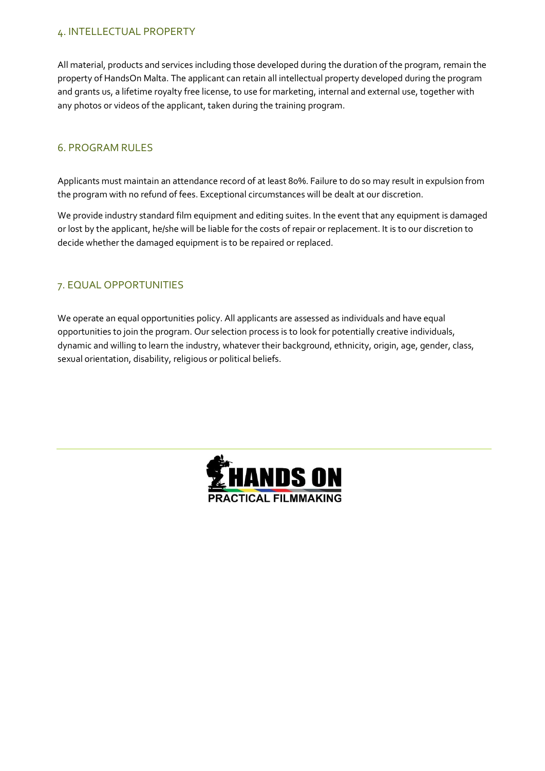## 4. INTELLECTUAL PROPERTY

All material, products and services including those developed during the duration of the program, remain the property of HandsOn Malta. The applicant can retain all intellectual property developed during the program and grants us, a lifetime royalty free license, to use for marketing, internal and external use, together with any photos or videos of the applicant, taken during the training program.

## 6. PROGRAM RULES

Applicants must maintain an attendance record of at least 80%. Failure to do so may result in expulsion from the program with no refund of fees. Exceptional circumstances will be dealt at our discretion.

We provide industry standard film equipment and editing suites. In the event that any equipment is damaged or lost by the applicant, he/she will be liable for the costs of repair or replacement. It is to our discretion to decide whether the damaged equipment is to be repaired or replaced.

## 7. EQUAL OPPORTUNITIES

We operate an equal opportunities policy. All applicants are assessed as individuals and have equal opportunities to join the program. Our selection process is to look for potentially creative individuals, dynamic and willing to learn the industry, whatever their background, ethnicity, origin, age, gender, class, sexual orientation, disability, religious or political beliefs.

HANDS ON
PRACTICAL FILMMAKING